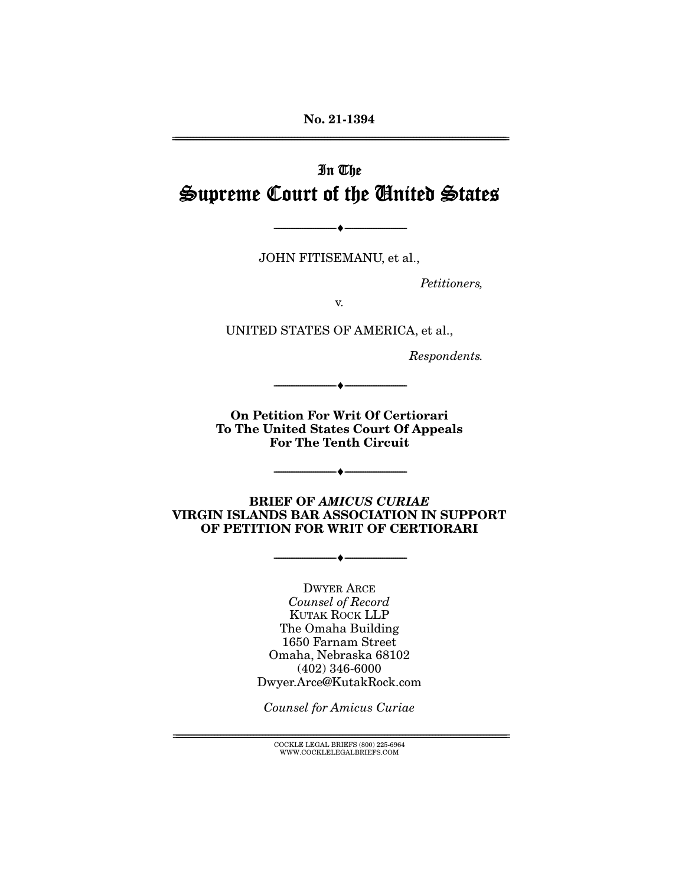**No. 21-1394**

---

# In The
# Supreme Court of the United States

---

JOHN FITISEMANU, et al.,

*Petitioners,*

v.

UNITED STATES OF AMERICA, et al.,

*Respondents.*

---

**On Petition For Writ Of Certiorari
To The United States Court Of Appeals
For The Tenth Circuit**

---

**BRIEF OF *AMICUS CURIAE*
VIRGIN ISLANDS BAR ASSOCIATION IN SUPPORT
OF PETITION FOR WRIT OF CERTIORARI**

---

DWYER ARCE
*Counsel of Record*
KUTAK ROCK LLP
The Omaha Building
1650 Farnam Street
Omaha, Nebraska 68102
(402) 346-6000
Dwyer.Arce@KutakRock.com

*Counsel for Amicus Curiae*

---

COCKLE LEGAL BRIEFS (800) 225-6964
WWW.COCKLELEGALBRIEFS.COM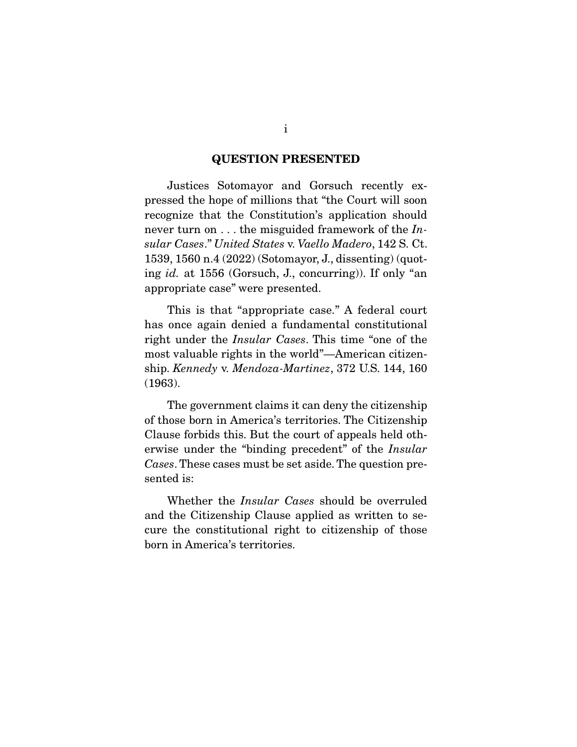## QUESTION PRESENTED

Justices Sotomayor and Gorsuch recently expressed the hope of millions that "the Court will soon recognize that the Constitution's application should never turn on . . . the misguided framework of the *Insular Cases*." *United States* v. *Vaello Madero*, 142 S. Ct. 1539, 1560 n.4 (2022) (Sotomayor, J., dissenting) (quoting *id.* at 1556 (Gorsuch, J., concurring)). If only "an appropriate case" were presented.

This is that "appropriate case." A federal court has once again denied a fundamental constitutional right under the *Insular Cases*. This time "one of the most valuable rights in the world"—American citizenship. *Kennedy* v. *Mendoza-Martinez*, 372 U.S. 144, 160 (1963).

The government claims it can deny the citizenship of those born in America's territories. The Citizenship Clause forbids this. But the court of appeals held otherwise under the "binding precedent" of the *Insular Cases*. These cases must be set aside. The question presented is:

Whether the *Insular Cases* should be overruled and the Citizenship Clause applied as written to secure the constitutional right to citizenship of those born in America's territories.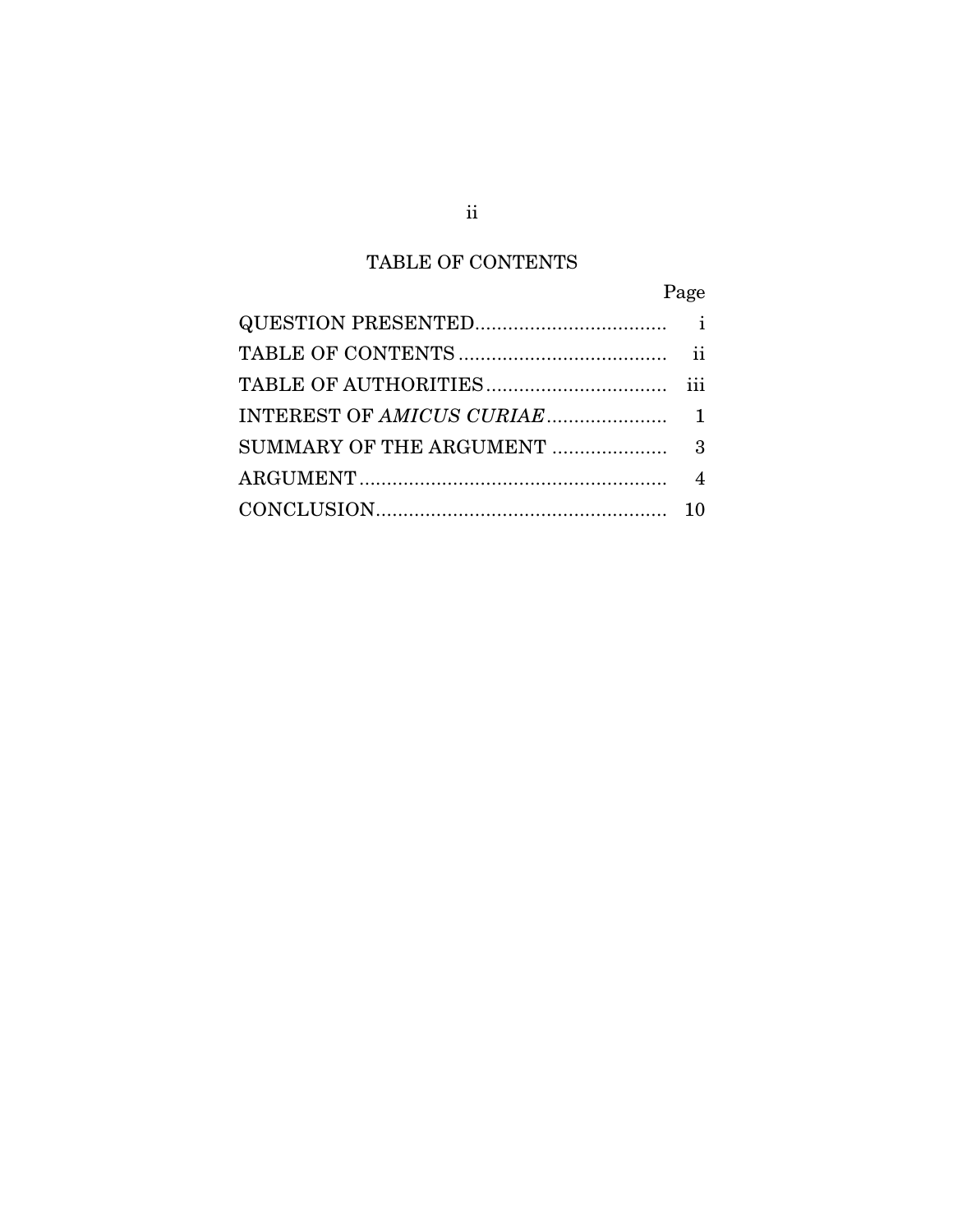## TABLE OF CONTENTS

| | Page |
|---|---|
| QUESTION PRESENTED | i |
| TABLE OF CONTENTS | ii |
| TABLE OF AUTHORITIES | iii |
| INTEREST OF *AMICUS CURIAE* | 1 |
| SUMMARY OF THE ARGUMENT | 3 |
| ARGUMENT | 4 |
| CONCLUSION | 10 |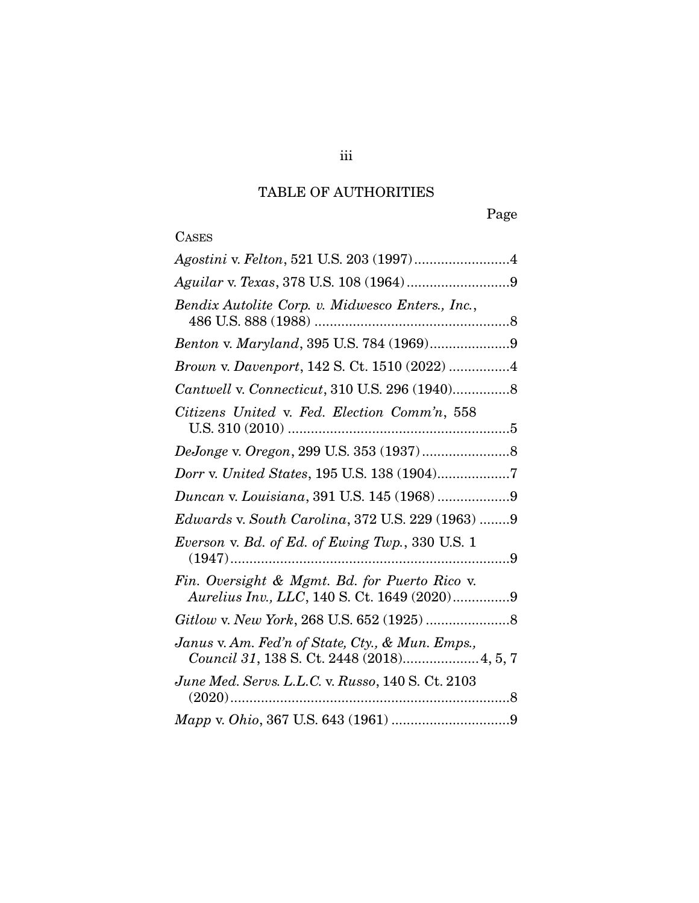# TABLE OF AUTHORITIES

Page

CASES

*Agostini* v. *Felton*, 521 U.S. 203 (1997).........................4

*Aguilar* v. *Texas*, 378 U.S. 108 (1964)...........................9

*Bendix Autolite Corp. v. Midwesco Enters., Inc.*, 486 U.S. 888 (1988) ...................................................8

*Benton* v. *Maryland*, 395 U.S. 784 (1969).....................9

*Brown* v. *Davenport*, 142 S. Ct. 1510 (2022) ................4

*Cantwell* v. *Connecticut*, 310 U.S. 296 (1940)...............8

*Citizens United* v. *Fed. Election Comm'n*, 558 U.S. 310 (2010) ..........................................................5

*DeJonge* v. *Oregon*, 299 U.S. 353 (1937).......................8

*Dorr* v. *United States*, 195 U.S. 138 (1904)...................7

*Duncan* v. *Louisiana*, 391 U.S. 145 (1968) ...................9

*Edwards* v. *South Carolina*, 372 U.S. 229 (1963) ........9

*Everson* v. *Bd. of Ed. of Ewing Twp.*, 330 U.S. 1 (1947).........................................................................9

*Fin. Oversight & Mgmt. Bd. for Puerto Rico* v. *Aurelius Inv., LLC*, 140 S. Ct. 1649 (2020)...............9

*Gitlow* v. *New York*, 268 U.S. 652 (1925) ......................8

*Janus* v. *Am. Fed'n of State, Cty., & Mun. Emps., Council 31*, 138 S. Ct. 2448 (2018)....................4, 5, 7

*June Med. Servs. L.L.C.* v. *Russo*, 140 S. Ct. 2103 (2020).........................................................................8

*Mapp* v. *Ohio*, 367 U.S. 643 (1961) ...............................9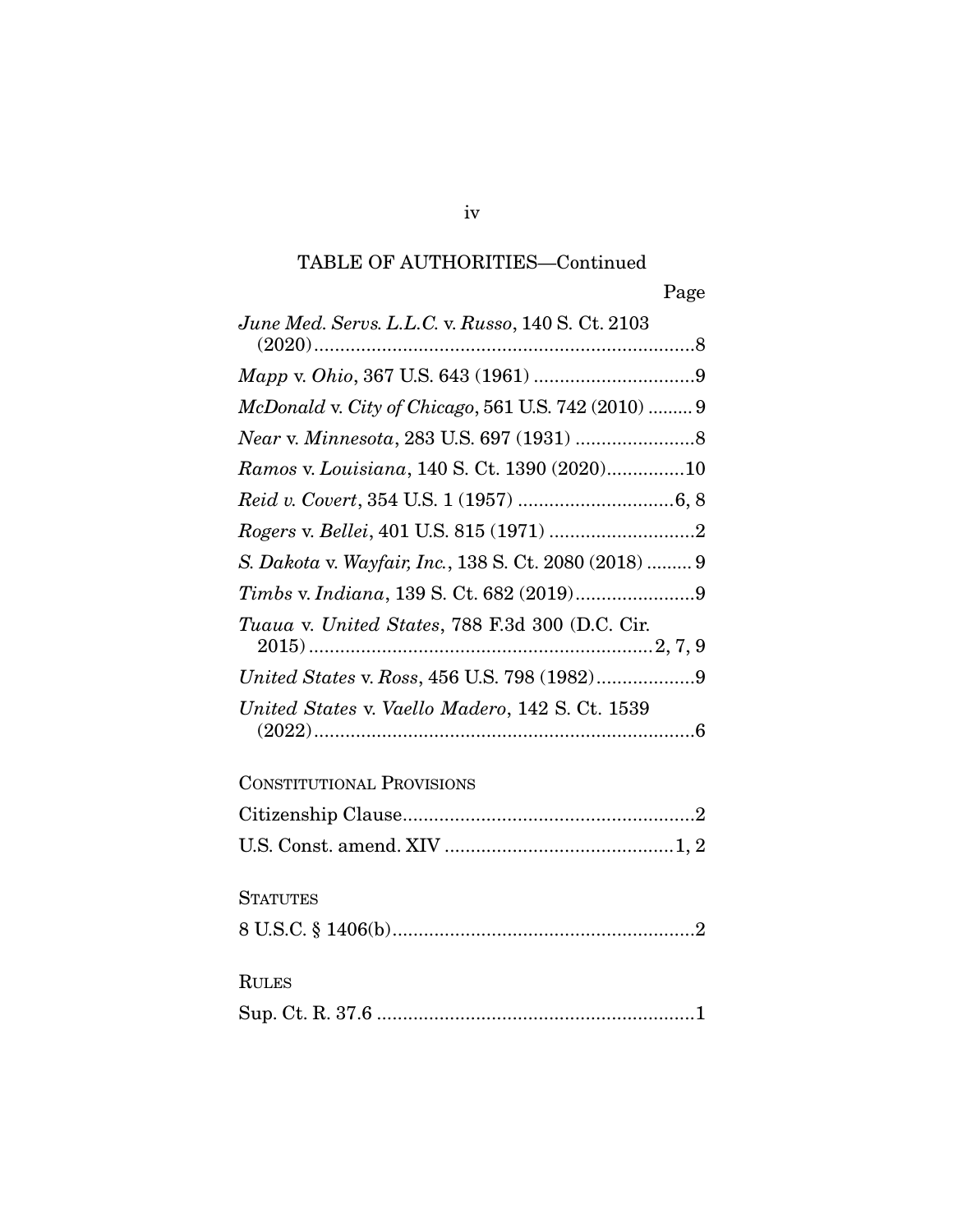TABLE OF AUTHORITIES—Continued

Page

*June Med. Servs. L.L.C.* v. *Russo*, 140 S. Ct. 2103 (2020)........................................................................8

*Mapp* v. *Ohio*, 367 U.S. 643 (1961) ..............................9

*McDonald* v. *City of Chicago*, 561 U.S. 742 (2010) .........9

*Near* v. *Minnesota*, 283 U.S. 697 (1931) .......................8

*Ramos* v. *Louisiana*, 140 S. Ct. 1390 (2020)...............10

*Reid v. Covert*, 354 U.S. 1 (1957) .............................6, 8

*Rogers* v. *Bellei*, 401 U.S. 815 (1971) ............................2

*S. Dakota* v. *Wayfair, Inc.*, 138 S. Ct. 2080 (2018) .........9

*Timbs* v. *Indiana*, 139 S. Ct. 682 (2019).......................9

*Tuaua* v. *United States*, 788 F.3d 300 (D.C. Cir. 2015)...................................................................2, 7, 9

*United States* v. *Ross*, 456 U.S. 798 (1982)...................9

*United States* v. *Vaello Madero*, 142 S. Ct. 1539 (2022)........................................................................6

CONSTITUTIONAL PROVISIONS

Citizenship Clause........................................................2

U.S. Const. amend. XIV ............................................1, 2

STATUTES

8 U.S.C. § 1406(b).........................................................2

RULES

Sup. Ct. R. 37.6 .............................................................1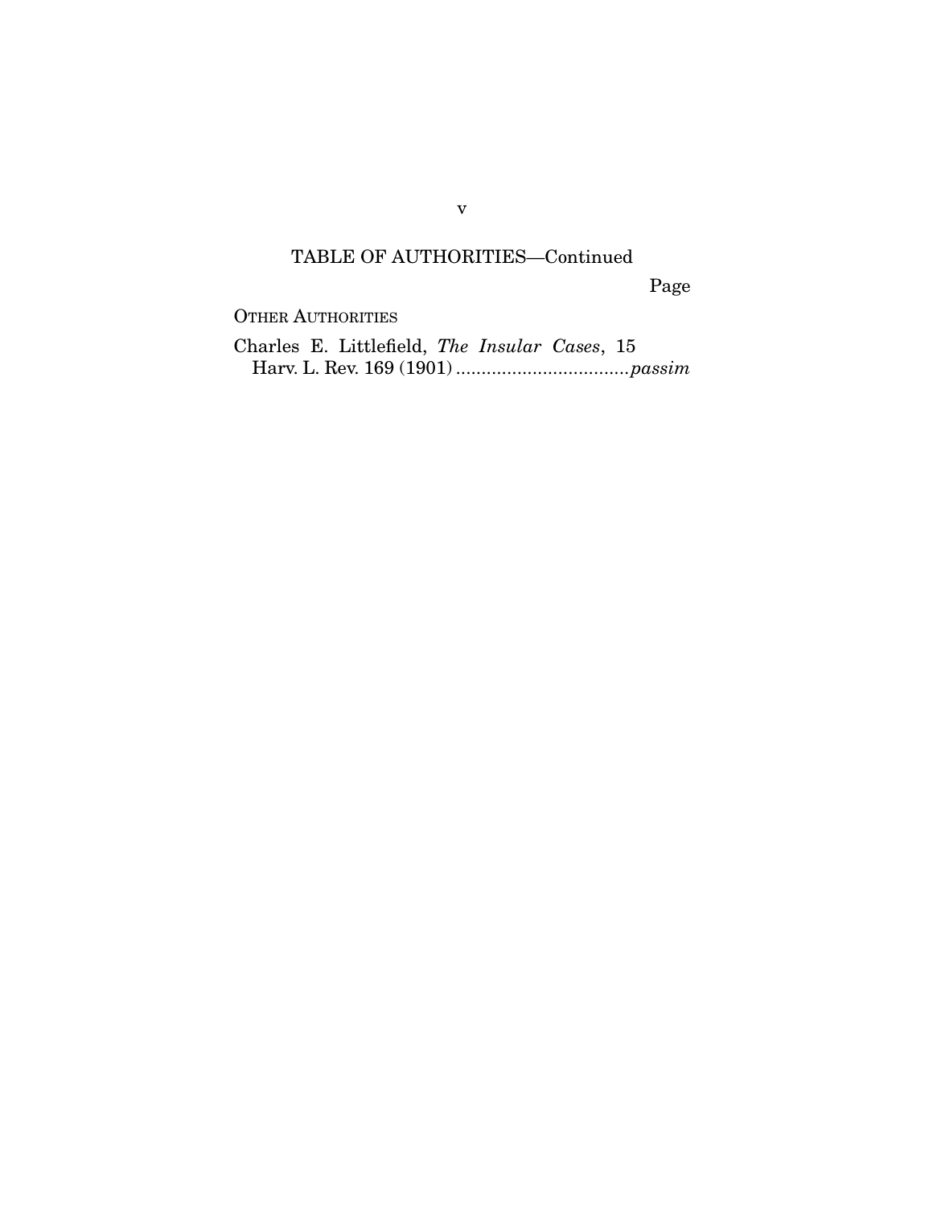## TABLE OF AUTHORITIES—Continued

Page

OTHER AUTHORITIES

Charles E. Littlefield, *The Insular Cases*, 15 Harv. L. Rev. 169 (1901) .................................. *passim*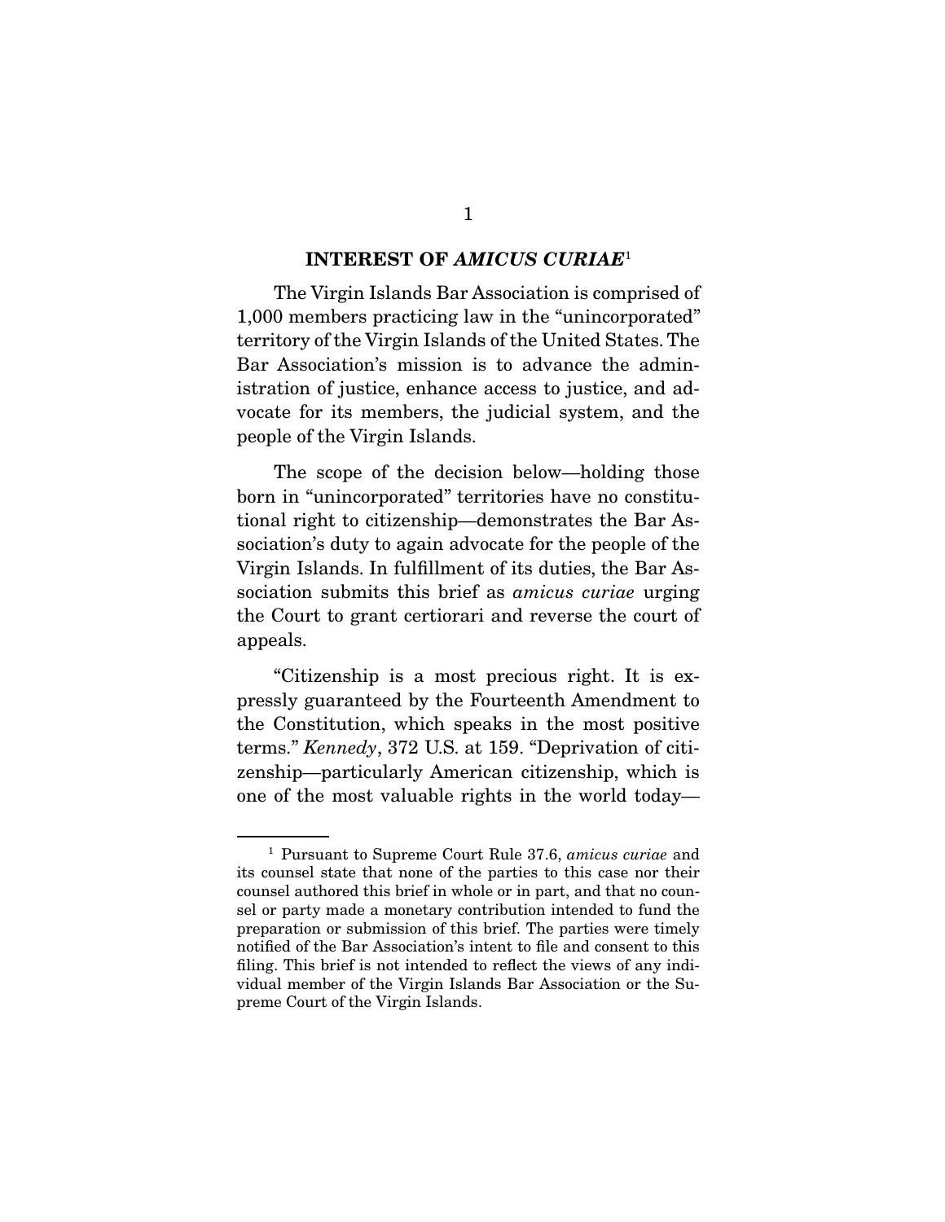## INTEREST OF *AMICUS CURIAE*[1]

The Virgin Islands Bar Association is comprised of 1,000 members practicing law in the "unincorporated" territory of the Virgin Islands of the United States. The Bar Association's mission is to advance the administration of justice, enhance access to justice, and advocate for its members, the judicial system, and the people of the Virgin Islands.

The scope of the decision below—holding those born in "unincorporated" territories have no constitutional right to citizenship—demonstrates the Bar Association's duty to again advocate for the people of the Virgin Islands. In fulfillment of its duties, the Bar Association submits this brief as *amicus curiae* urging the Court to grant certiorari and reverse the court of appeals.

"Citizenship is a most precious right. It is expressly guaranteed by the Fourteenth Amendment to the Constitution, which speaks in the most positive terms." *Kennedy*, 372 U.S. at 159. "Deprivation of citizenship—particularly American citizenship, which is one of the most valuable rights in the world today—

[1] Pursuant to Supreme Court Rule 37.6, *amicus curiae* and its counsel state that none of the parties to this case nor their counsel authored this brief in whole or in part, and that no counsel or party made a monetary contribution intended to fund the preparation or submission of this brief. The parties were timely notified of the Bar Association's intent to file and consent to this filing. This brief is not intended to reflect the views of any individual member of the Virgin Islands Bar Association or the Supreme Court of the Virgin Islands.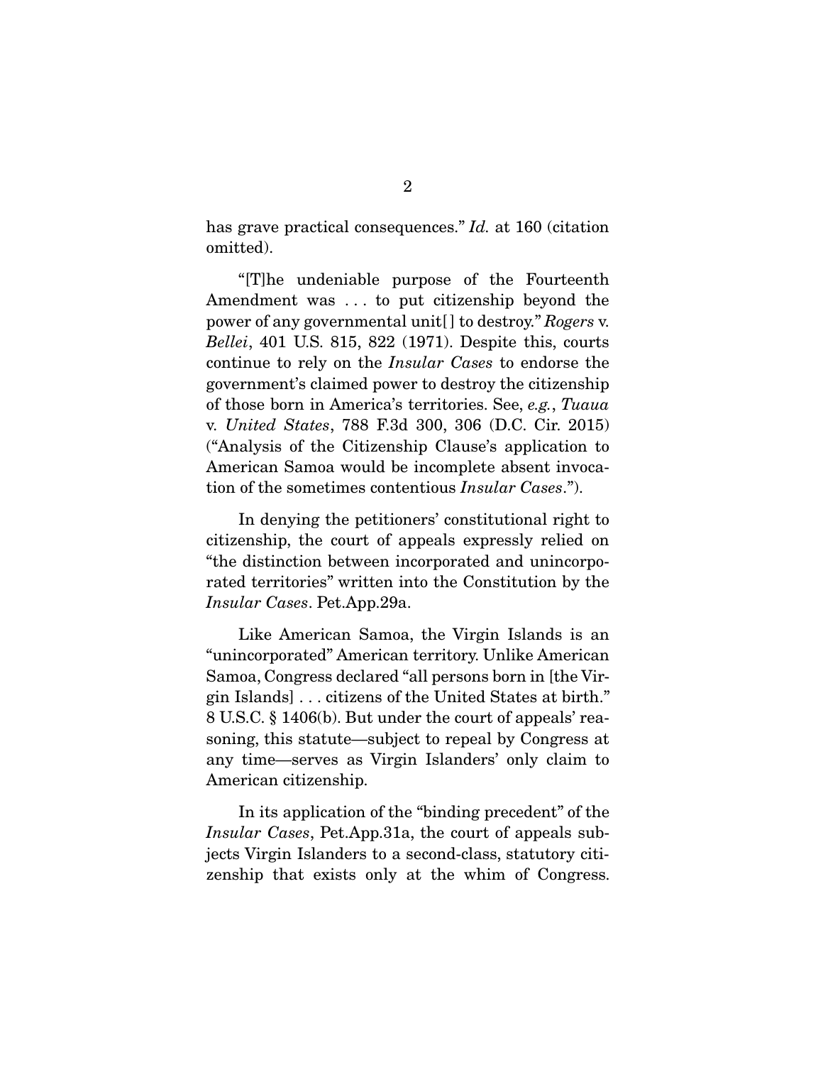has grave practical consequences." *Id.* at 160 (citation omitted).

"[T]he undeniable purpose of the Fourteenth Amendment was . . . to put citizenship beyond the power of any governmental unit[ ] to destroy." *Rogers* v. *Bellei*, 401 U.S. 815, 822 (1971). Despite this, courts continue to rely on the *Insular Cases* to endorse the government's claimed power to destroy the citizenship of those born in America's territories. See, *e.g.*, *Tuaua* v. *United States*, 788 F.3d 300, 306 (D.C. Cir. 2015) ("Analysis of the Citizenship Clause's application to American Samoa would be incomplete absent invocation of the sometimes contentious *Insular Cases*.").

In denying the petitioners' constitutional right to citizenship, the court of appeals expressly relied on "the distinction between incorporated and unincorporated territories" written into the Constitution by the *Insular Cases*. Pet.App.29a.

Like American Samoa, the Virgin Islands is an "unincorporated" American territory. Unlike American Samoa, Congress declared "all persons born in [the Virgin Islands] . . . citizens of the United States at birth." 8 U.S.C. § 1406(b). But under the court of appeals' reasoning, this statute—subject to repeal by Congress at any time—serves as Virgin Islanders' only claim to American citizenship.

In its application of the "binding precedent" of the *Insular Cases*, Pet.App.31a, the court of appeals subjects Virgin Islanders to a second-class, statutory citizenship that exists only at the whim of Congress.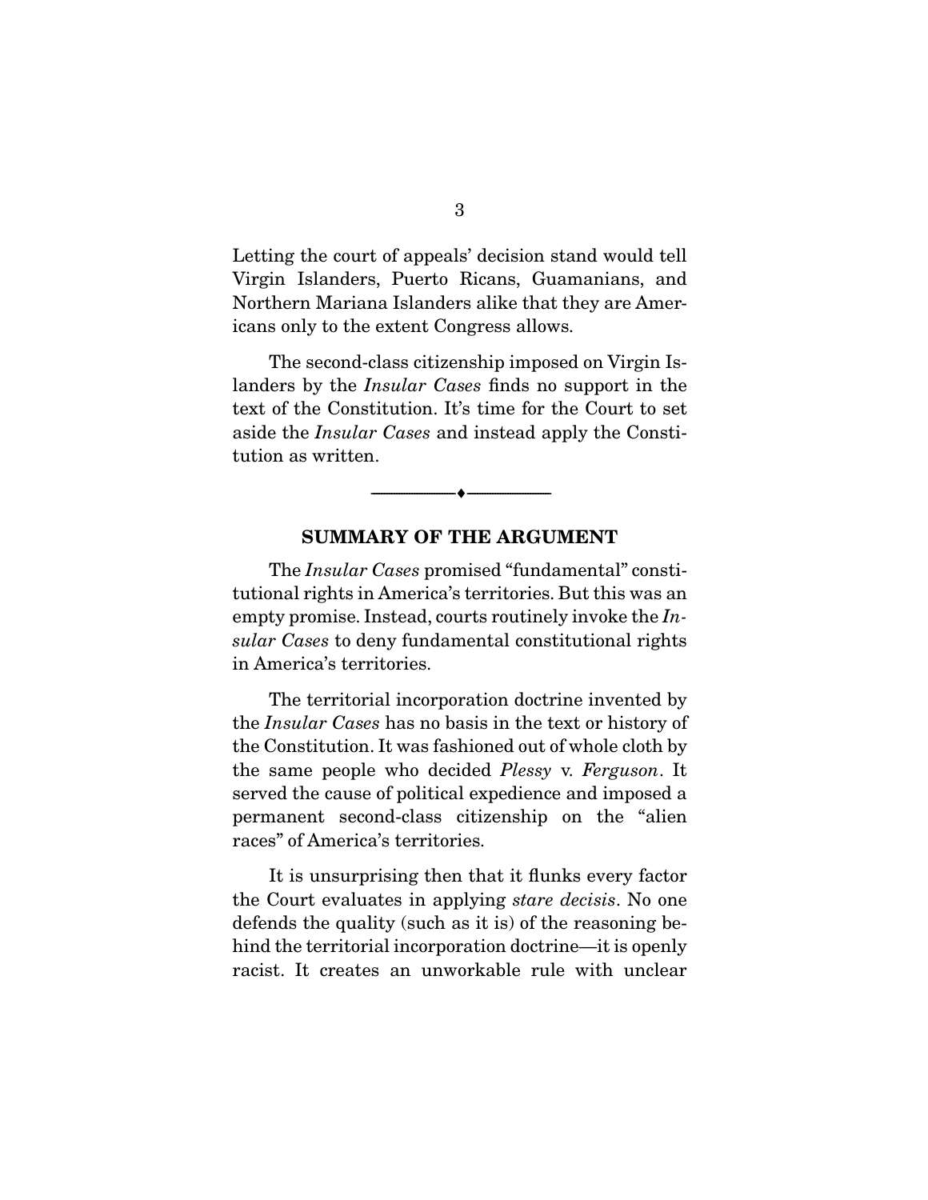Letting the court of appeals' decision stand would tell Virgin Islanders, Puerto Ricans, Guamanians, and Northern Mariana Islanders alike that they are Americans only to the extent Congress allows.

The second-class citizenship imposed on Virgin Islanders by the *Insular Cases* finds no support in the text of the Constitution. It's time for the Court to set aside the *Insular Cases* and instead apply the Constitution as written.

## SUMMARY OF THE ARGUMENT

The *Insular Cases* promised "fundamental" constitutional rights in America's territories. But this was an empty promise. Instead, courts routinely invoke the *Insular Cases* to deny fundamental constitutional rights in America's territories.

The territorial incorporation doctrine invented by the *Insular Cases* has no basis in the text or history of the Constitution. It was fashioned out of whole cloth by the same people who decided *Plessy* v. *Ferguson*. It served the cause of political expedience and imposed a permanent second-class citizenship on the "alien races" of America's territories.

It is unsurprising then that it flunks every factor the Court evaluates in applying *stare decisis*. No one defends the quality (such as it is) of the reasoning behind the territorial incorporation doctrine—it is openly racist. It creates an unworkable rule with unclear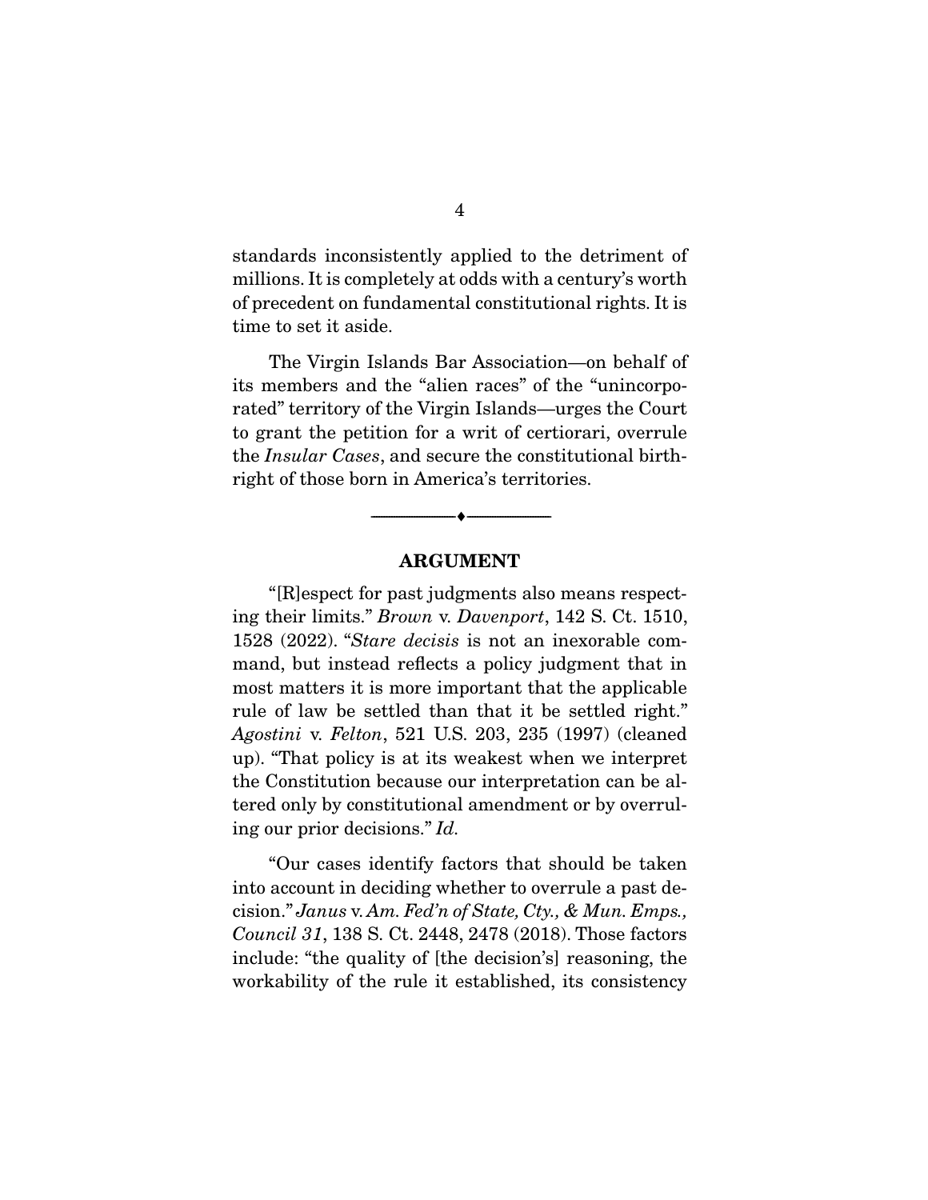standards inconsistently applied to the detriment of millions. It is completely at odds with a century's worth of precedent on fundamental constitutional rights. It is time to set it aside.

The Virgin Islands Bar Association—on behalf of its members and the "alien races" of the "unincorporated" territory of the Virgin Islands—urges the Court to grant the petition for a writ of certiorari, overrule the *Insular Cases*, and secure the constitutional birthright of those born in America's territories.

---

## ARGUMENT

"[R]espect for past judgments also means respecting their limits." *Brown* v. *Davenport*, 142 S. Ct. 1510, 1528 (2022). "*Stare decisis* is not an inexorable command, but instead reflects a policy judgment that in most matters it is more important that the applicable rule of law be settled than that it be settled right." *Agostini* v. *Felton*, 521 U.S. 203, 235 (1997) (cleaned up). "That policy is at its weakest when we interpret the Constitution because our interpretation can be altered only by constitutional amendment or by overruling our prior decisions." *Id.*

"Our cases identify factors that should be taken into account in deciding whether to overrule a past decision." *Janus* v. *Am. Fed'n of State, Cty., & Mun. Emps., Council 31*, 138 S. Ct. 2448, 2478 (2018). Those factors include: "the quality of [the decision's] reasoning, the workability of the rule it established, its consistency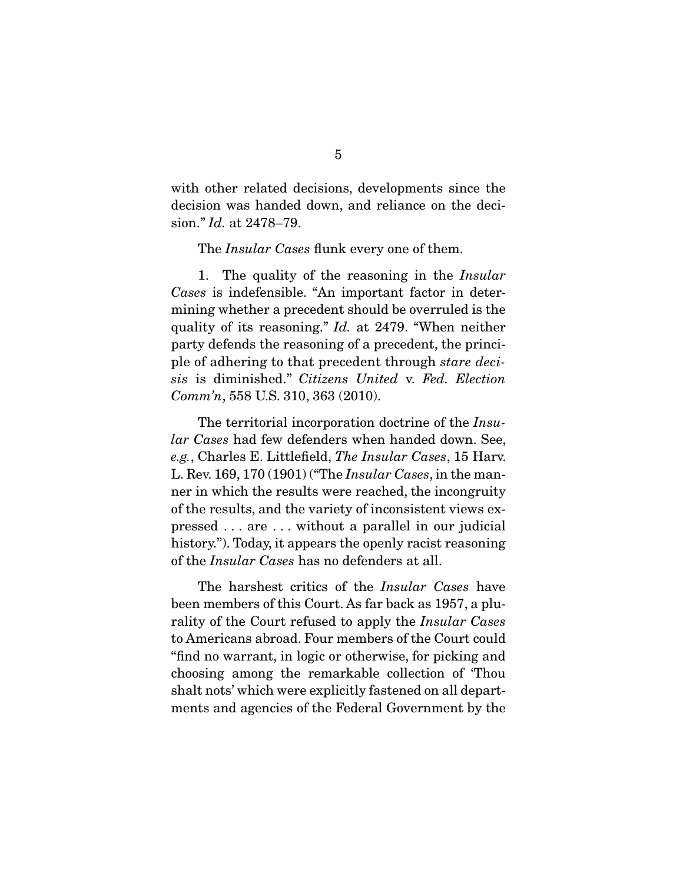with other related decisions, developments since the decision was handed down, and reliance on the decision." *Id.* at 2478–79.

The *Insular Cases* flunk every one of them.

1. The quality of the reasoning in the *Insular Cases* is indefensible. "An important factor in determining whether a precedent should be overruled is the quality of its reasoning." *Id.* at 2479. "When neither party defends the reasoning of a precedent, the principle of adhering to that precedent through *stare decisis* is diminished." *Citizens United* v. *Fed. Election Comm'n*, 558 U.S. 310, 363 (2010).

The territorial incorporation doctrine of the *Insular Cases* had few defenders when handed down. See, *e.g.*, Charles E. Littlefield, *The Insular Cases*, 15 Harv. L. Rev. 169, 170 (1901) ("The *Insular Cases*, in the manner in which the results were reached, the incongruity of the results, and the variety of inconsistent views expressed . . . are . . . without a parallel in our judicial history."). Today, it appears the openly racist reasoning of the *Insular Cases* has no defenders at all.

The harshest critics of the *Insular Cases* have been members of this Court. As far back as 1957, a plurality of the Court refused to apply the *Insular Cases* to Americans abroad. Four members of the Court could "find no warrant, in logic or otherwise, for picking and choosing among the remarkable collection of 'Thou shalt nots' which were explicitly fastened on all departments and agencies of the Federal Government by the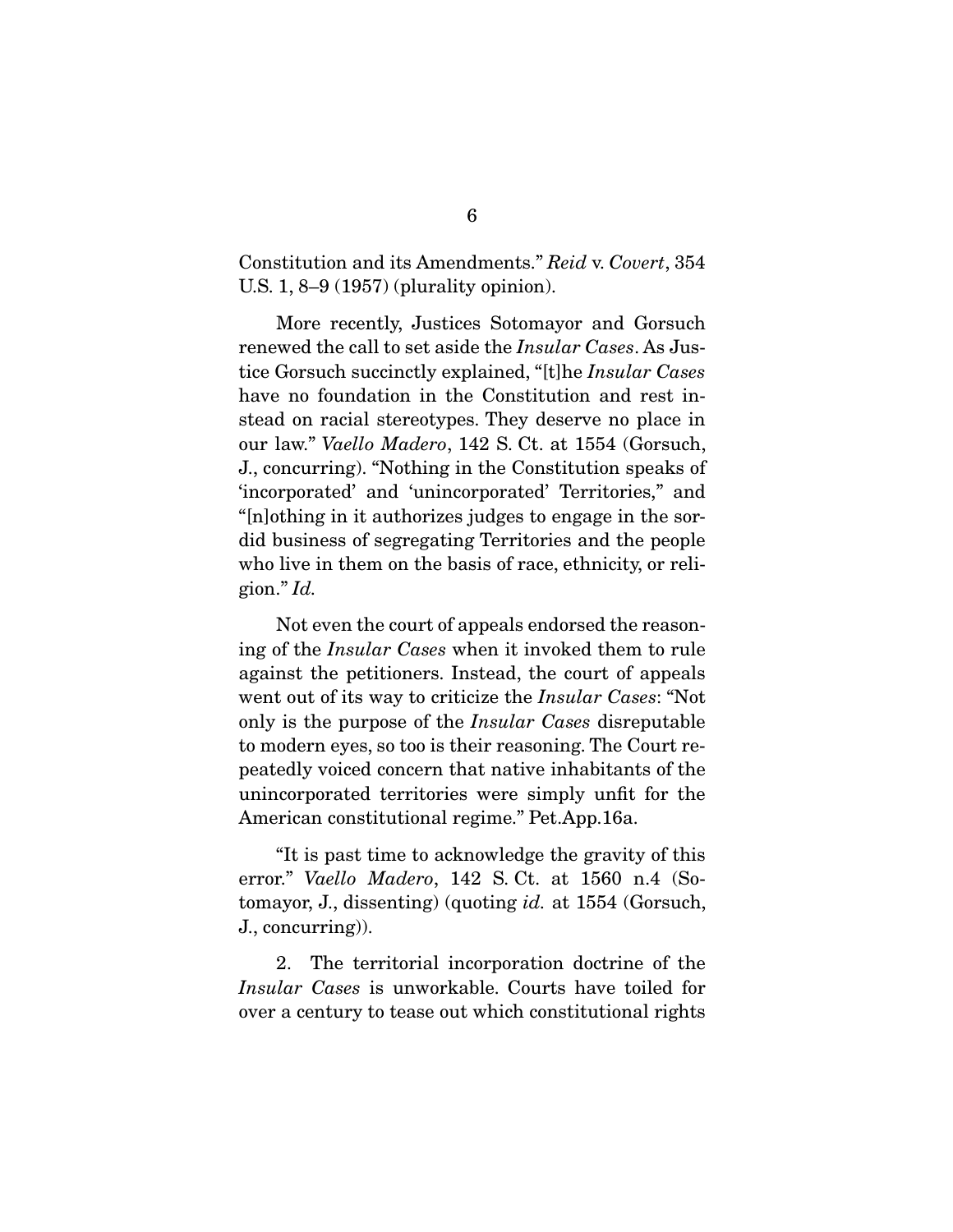Constitution and its Amendments." *Reid* v. *Covert*, 354 U.S. 1, 8–9 (1957) (plurality opinion).

More recently, Justices Sotomayor and Gorsuch renewed the call to set aside the *Insular Cases*. As Justice Gorsuch succinctly explained, "[t]he *Insular Cases* have no foundation in the Constitution and rest instead on racial stereotypes. They deserve no place in our law." *Vaello Madero*, 142 S. Ct. at 1554 (Gorsuch, J., concurring). "Nothing in the Constitution speaks of 'incorporated' and 'unincorporated' Territories," and "[n]othing in it authorizes judges to engage in the sordid business of segregating Territories and the people who live in them on the basis of race, ethnicity, or religion." *Id.*

Not even the court of appeals endorsed the reasoning of the *Insular Cases* when it invoked them to rule against the petitioners. Instead, the court of appeals went out of its way to criticize the *Insular Cases*: "Not only is the purpose of the *Insular Cases* disreputable to modern eyes, so too is their reasoning. The Court repeatedly voiced concern that native inhabitants of the unincorporated territories were simply unfit for the American constitutional regime." Pet.App.16a.

"It is past time to acknowledge the gravity of this error." *Vaello Madero*, 142 S. Ct. at 1560 n.4 (Sotomayor, J., dissenting) (quoting *id.* at 1554 (Gorsuch, J., concurring)).

2. The territorial incorporation doctrine of the *Insular Cases* is unworkable. Courts have toiled for over a century to tease out which constitutional rights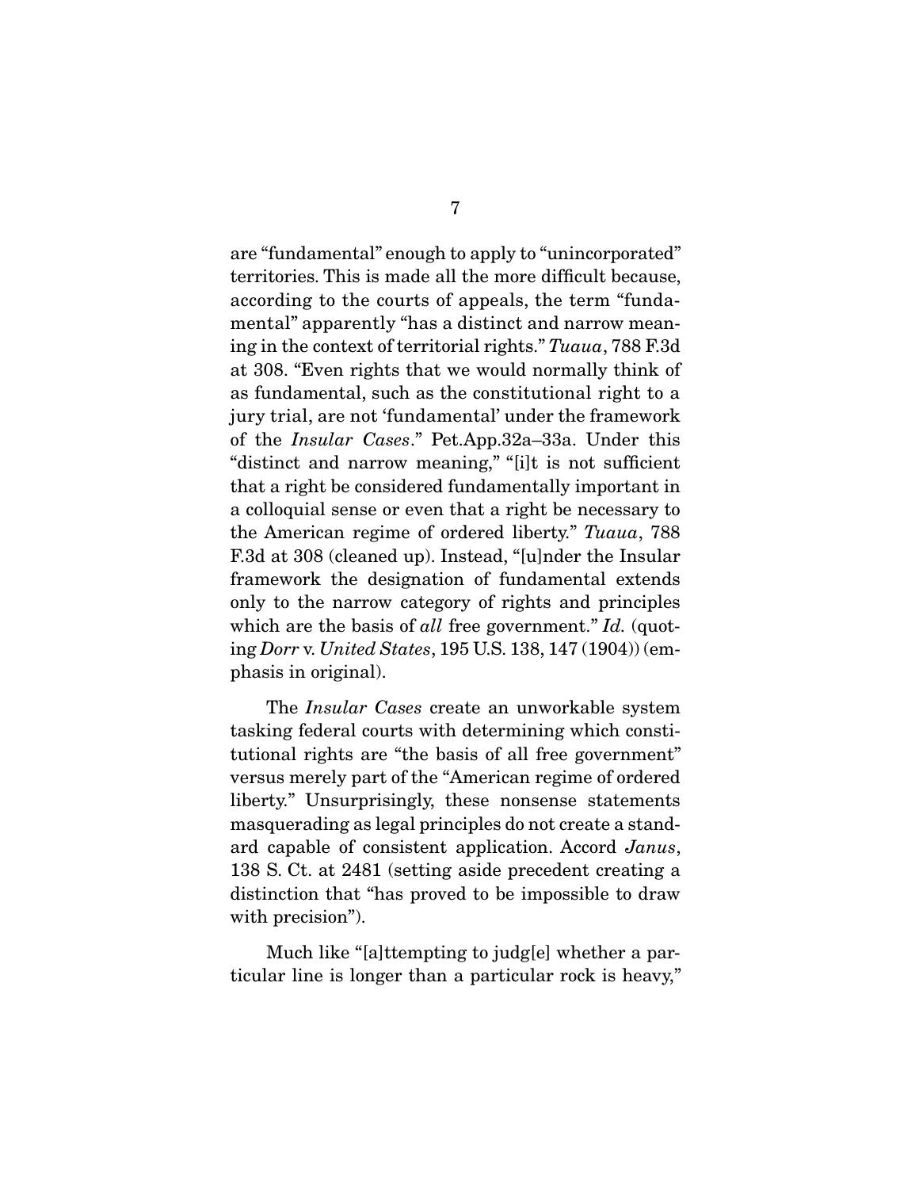are "fundamental" enough to apply to "unincorporated" territories. This is made all the more difficult because, according to the courts of appeals, the term "fundamental" apparently "has a distinct and narrow meaning in the context of territorial rights." *Tuaua*, 788 F.3d at 308. "Even rights that we would normally think of as fundamental, such as the constitutional right to a jury trial, are not 'fundamental' under the framework of the *Insular Cases*." Pet.App.32a–33a. Under this "distinct and narrow meaning," "[i]t is not sufficient that a right be considered fundamentally important in a colloquial sense or even that a right be necessary to the American regime of ordered liberty." *Tuaua*, 788 F.3d at 308 (cleaned up). Instead, "[u]nder the Insular framework the designation of fundamental extends only to the narrow category of rights and principles which are the basis of *all* free government." *Id.* (quoting *Dorr* v. *United States*, 195 U.S. 138, 147 (1904)) (emphasis in original).

The *Insular Cases* create an unworkable system tasking federal courts with determining which constitutional rights are "the basis of all free government" versus merely part of the "American regime of ordered liberty." Unsurprisingly, these nonsense statements masquerading as legal principles do not create a standard capable of consistent application. Accord *Janus*, 138 S. Ct. at 2481 (setting aside precedent creating a distinction that "has proved to be impossible to draw with precision").

Much like "[a]ttempting to judg[e] whether a particular line is longer than a particular rock is heavy,"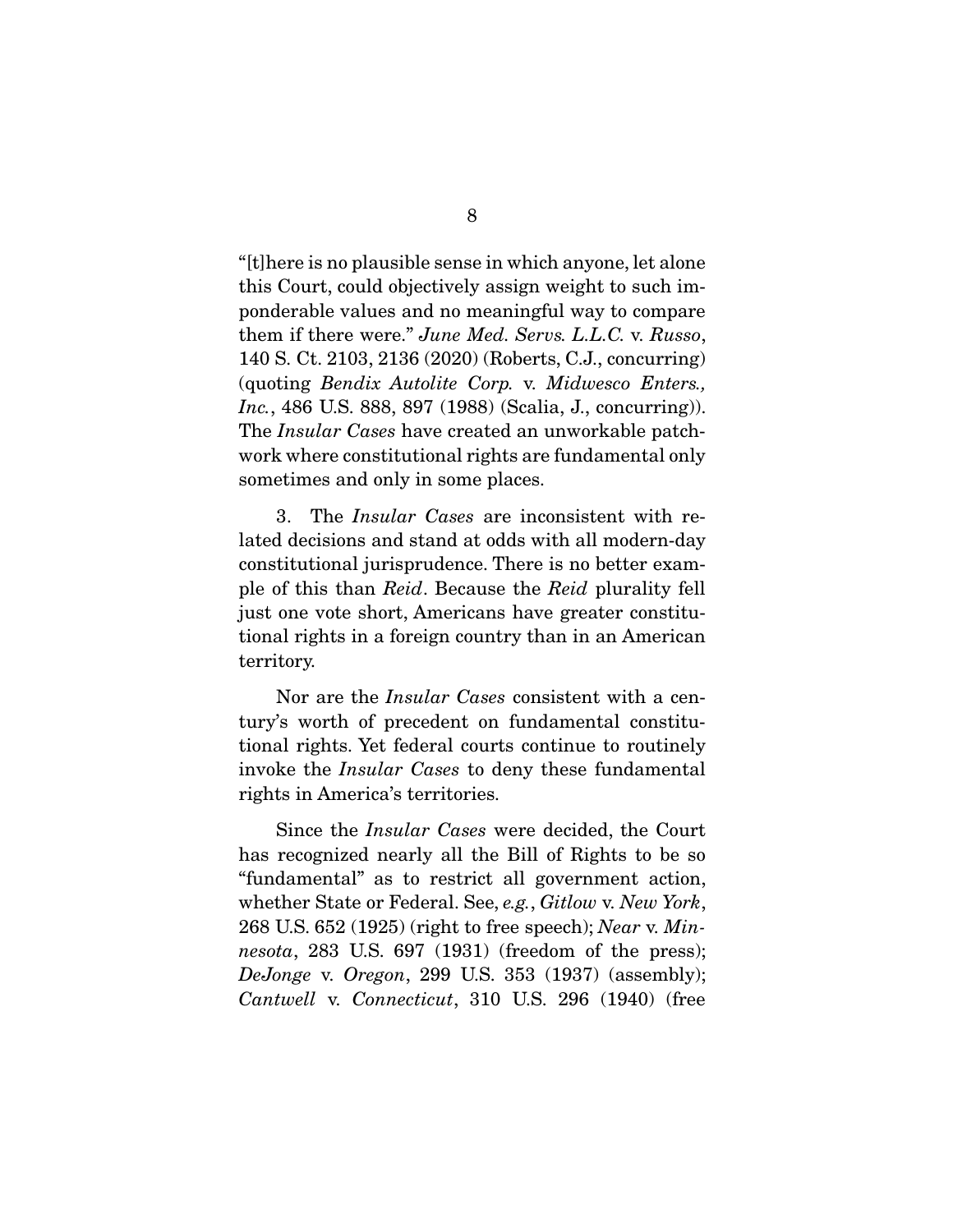"[t]here is no plausible sense in which anyone, let alone this Court, could objectively assign weight to such imponderable values and no meaningful way to compare them if there were." *June Med. Servs. L.L.C.* v. *Russo*, 140 S. Ct. 2103, 2136 (2020) (Roberts, C.J., concurring) (quoting *Bendix Autolite Corp.* v. *Midwesco Enters., Inc.*, 486 U.S. 888, 897 (1988) (Scalia, J., concurring)). The *Insular Cases* have created an unworkable patchwork where constitutional rights are fundamental only sometimes and only in some places.

3. The *Insular Cases* are inconsistent with related decisions and stand at odds with all modern-day constitutional jurisprudence. There is no better example of this than *Reid*. Because the *Reid* plurality fell just one vote short, Americans have greater constitutional rights in a foreign country than in an American territory.

Nor are the *Insular Cases* consistent with a century's worth of precedent on fundamental constitutional rights. Yet federal courts continue to routinely invoke the *Insular Cases* to deny these fundamental rights in America's territories.

Since the *Insular Cases* were decided, the Court has recognized nearly all the Bill of Rights to be so "fundamental" as to restrict all government action, whether State or Federal. See, *e.g.*, *Gitlow* v. *New York*, 268 U.S. 652 (1925) (right to free speech); *Near* v. *Minnesota*, 283 U.S. 697 (1931) (freedom of the press); *DeJonge* v. *Oregon*, 299 U.S. 353 (1937) (assembly); *Cantwell* v. *Connecticut*, 310 U.S. 296 (1940) (free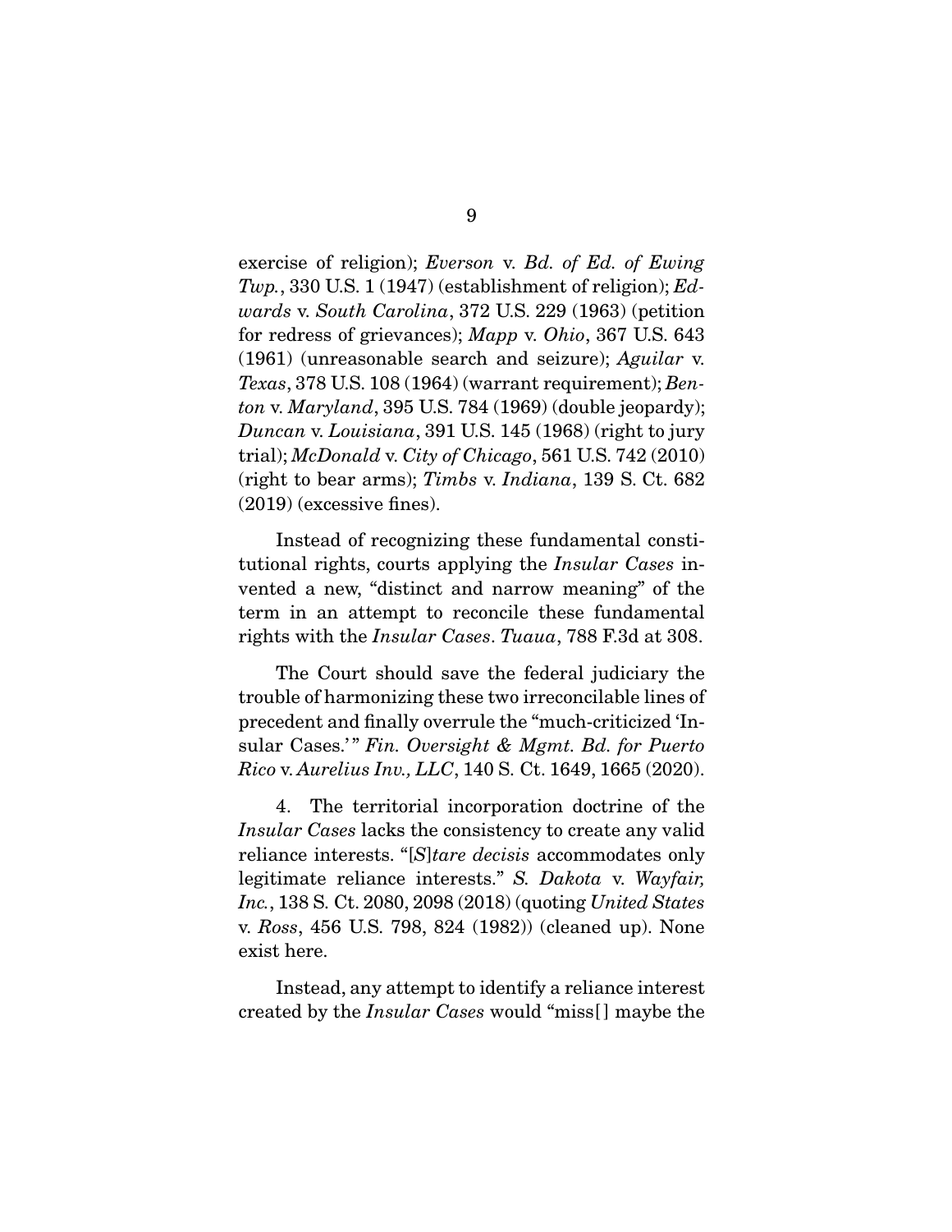exercise of religion); *Everson* v. *Bd. of Ed. of Ewing Twp.*, 330 U.S. 1 (1947) (establishment of religion); *Edwards* v. *South Carolina*, 372 U.S. 229 (1963) (petition for redress of grievances); *Mapp* v. *Ohio*, 367 U.S. 643 (1961) (unreasonable search and seizure); *Aguilar* v. *Texas*, 378 U.S. 108 (1964) (warrant requirement); *Benton* v. *Maryland*, 395 U.S. 784 (1969) (double jeopardy); *Duncan* v. *Louisiana*, 391 U.S. 145 (1968) (right to jury trial); *McDonald* v. *City of Chicago*, 561 U.S. 742 (2010) (right to bear arms); *Timbs* v. *Indiana*, 139 S. Ct. 682 (2019) (excessive fines).

Instead of recognizing these fundamental constitutional rights, courts applying the *Insular Cases* invented a new, "distinct and narrow meaning" of the term in an attempt to reconcile these fundamental rights with the *Insular Cases*. *Tuaua*, 788 F.3d at 308.

The Court should save the federal judiciary the trouble of harmonizing these two irreconcilable lines of precedent and finally overrule the "much-criticized 'Insular Cases.'" *Fin. Oversight & Mgmt. Bd. for Puerto Rico* v. *Aurelius Inv., LLC*, 140 S. Ct. 1649, 1665 (2020).

4. The territorial incorporation doctrine of the *Insular Cases* lacks the consistency to create any valid reliance interests. "[*S*]*tare decisis* accommodates only legitimate reliance interests." *S. Dakota* v. *Wayfair, Inc.*, 138 S. Ct. 2080, 2098 (2018) (quoting *United States* v. *Ross*, 456 U.S. 798, 824 (1982)) (cleaned up). None exist here.

Instead, any attempt to identify a reliance interest created by the *Insular Cases* would "miss[] maybe the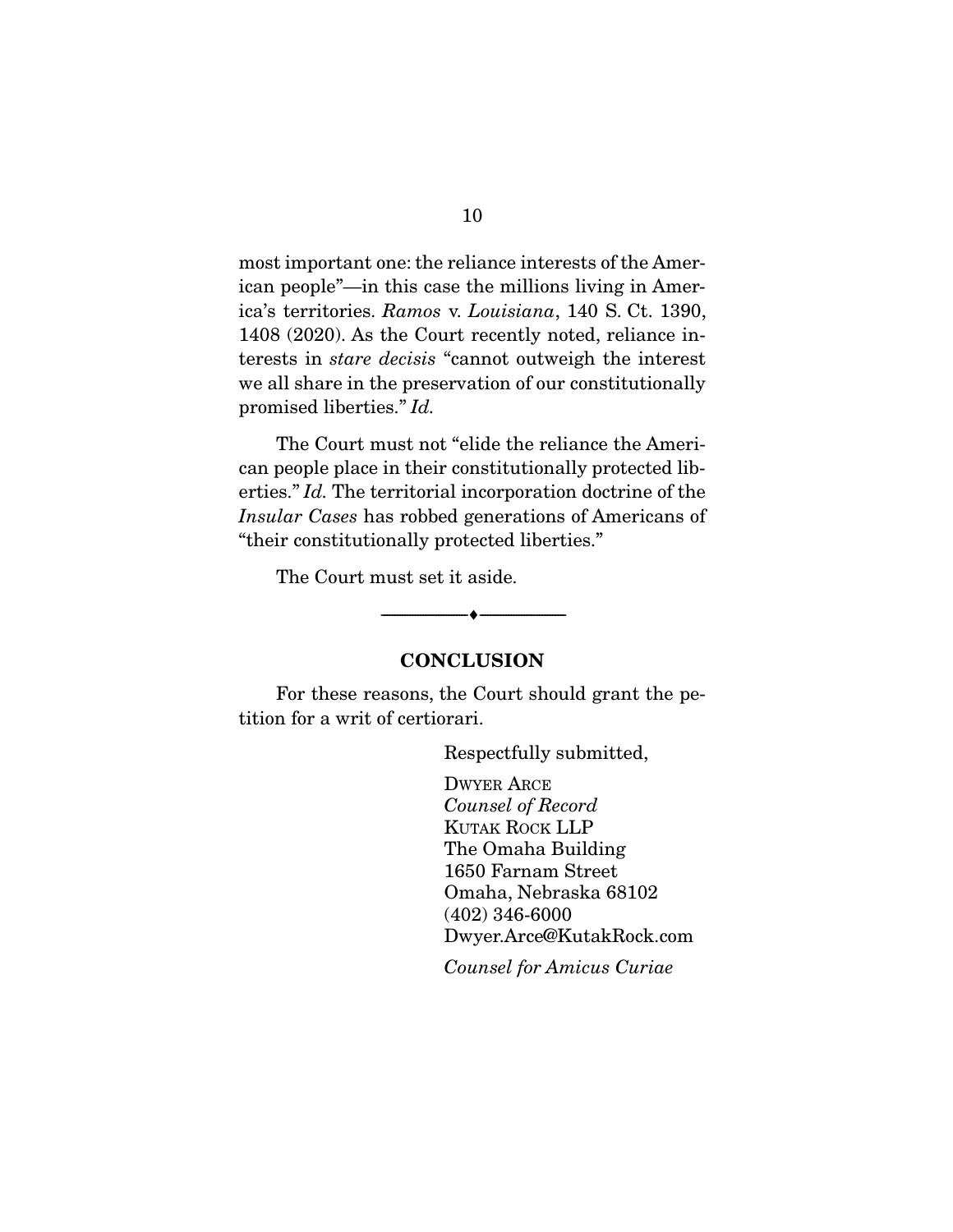most important one: the reliance interests of the American people"—in this case the millions living in America's territories. *Ramos* v. *Louisiana*, 140 S. Ct. 1390, 1408 (2020). As the Court recently noted, reliance interests in *stare decisis* "cannot outweigh the interest we all share in the preservation of our constitutionally promised liberties." *Id.*

The Court must not "elide the reliance the American people place in their constitutionally protected liberties." *Id.* The territorial incorporation doctrine of the *Insular Cases* has robbed generations of Americans of "their constitutionally protected liberties."

The Court must set it aside.

---

## CONCLUSION

For these reasons, the Court should grant the petition for a writ of certiorari.

Respectfully submitted,

DWYER ARCE
*Counsel of Record*
KUTAK ROCK LLP
The Omaha Building
1650 Farnam Street
Omaha, Nebraska 68102
(402) 346-6000
Dwyer.Arce@KutakRock.com

*Counsel for Amicus Curiae*